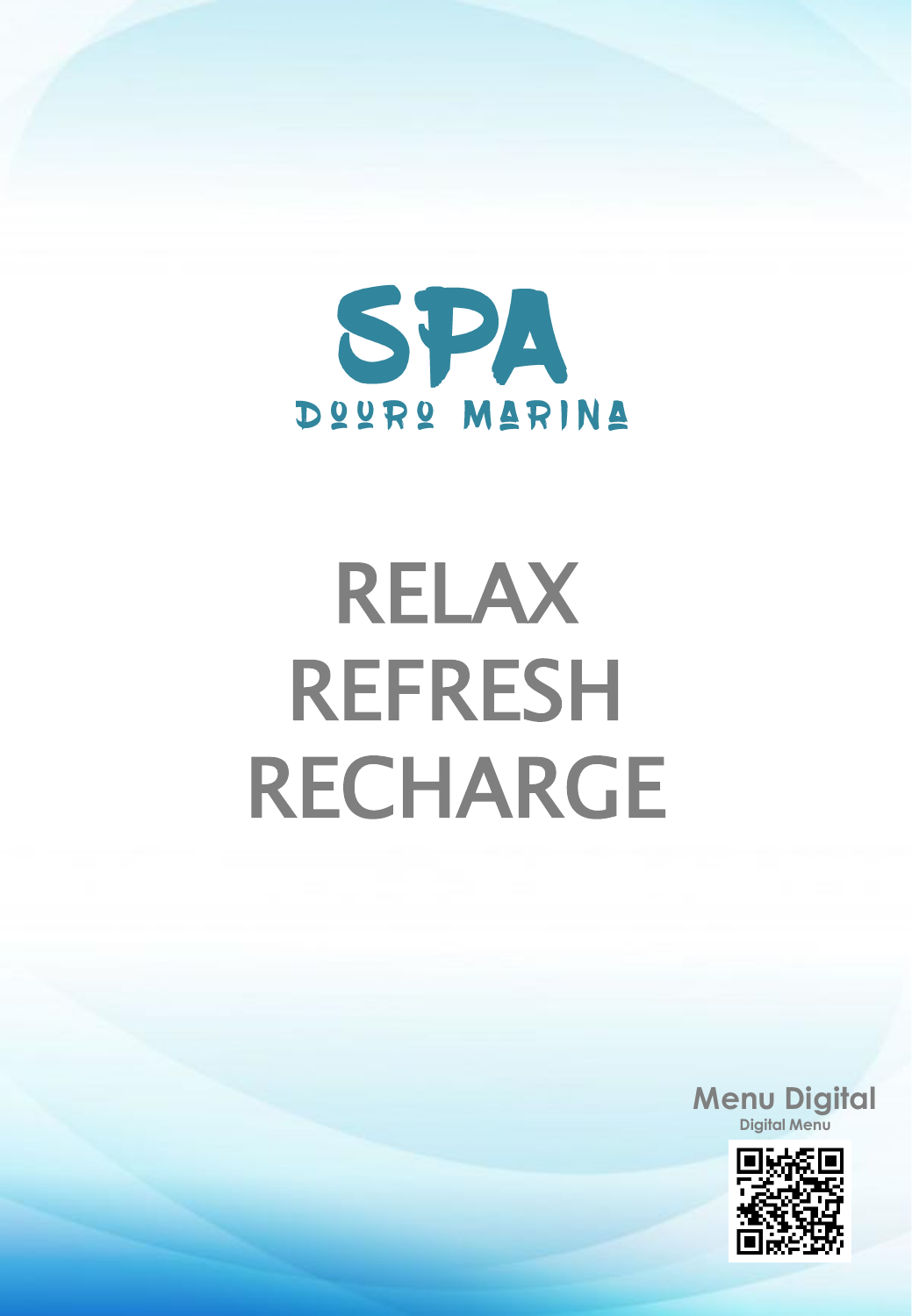# SPA

DOURO MARINA

# RELAX
# REFRESH
# RECHARGE

**Menu Digital**

**Digital Menu**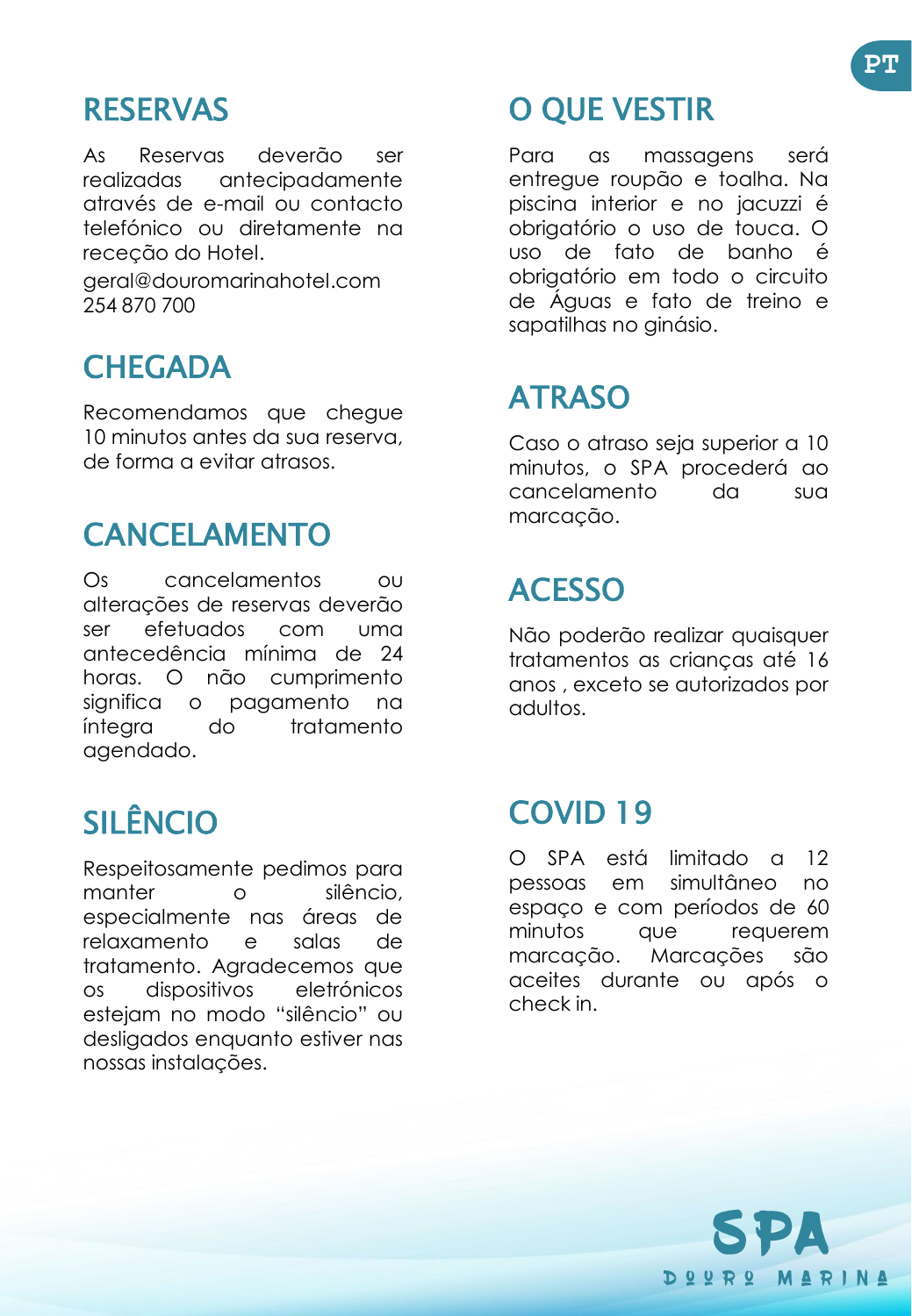## RESERVAS

As Reservas deverão ser realizadas antecipadamente através de e-mail ou contacto telefónico ou diretamente na receção do Hotel.

geral@douromarinahotel.com
254 870 700

## CHEGADA

Recomendamos que chegue 10 minutos antes da sua reserva, de forma a evitar atrasos.

## CANCELAMENTO

Os cancelamentos ou alterações de reservas deverão ser efetuados com uma antecedência mínima de 24 horas. O não cumprimento significa o pagamento na íntegra do tratamento agendado.

## SILÊNCIO

Respeitosamente pedimos para manter o silêncio, especialmente nas áreas de relaxamento e salas de tratamento. Agradecemos que os dispositivos eletrónicos estejam no modo "silêncio" ou desligados enquanto estiver nas nossas instalações.

## O QUE VESTIR

Para as massagens será entregue roupão e toalha. Na piscina interior e no jacuzzi é obrigatório o uso de touca. O uso de fato de banho é obrigatório em todo o circuito de Águas e fato de treino e sapatilhas no ginásio.

## ATRASO

Caso o atraso seja superior a 10 minutos, o SPA procederá ao cancelamento da sua marcação.

## ACESSO

Não poderão realizar quaisquer tratamentos as crianças até 16 anos , exceto se autorizados por adultos.

## COVID 19

O SPA está limitado a 12 pessoas em simultâneo no espaço e com períodos de 60 minutos que requerem marcação. Marcações são aceites durante ou após o check in.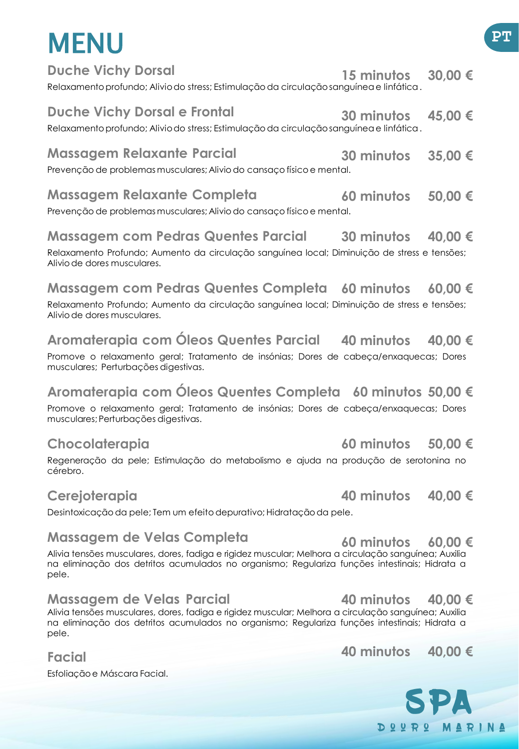# MENU

PT

## Duche Vichy Dorsal
**15 minutos 30,00 €**

Relaxamento profundo; Alivio do stress; Estimulação da circulação sanguínea e linfática .

## Duche Vichy Dorsal e Frontal
**30 minutos 45,00 €**

Relaxamento profundo; Alivio do stress; Estimulação da circulação sanguínea e linfática .

## Massagem Relaxante Parcial
**30 minutos 35,00 €**

Prevenção de problemas musculares; Alivio do cansaço físico e mental.

## Massagem Relaxante Completa
**60 minutos 50,00 €**

Prevenção de problemas musculares; Alivio do cansaço físico e mental.

## Massagem com Pedras Quentes Parcial
**30 minutos 40,00 €**

Relaxamento Profundo; Aumento da circulação sanguínea local; Diminuição de stress e tensões; Alivio de dores musculares.

## Massagem com Pedras Quentes Completa
**60 minutos 60,00 €**

Relaxamento Profundo; Aumento da circulação sanguínea local; Diminuição de stress e tensões; Alivio de dores musculares.

## Aromaterapia com Óleos Quentes Parcial
**40 minutos 40,00 €**

Promove o relaxamento geral; Tratamento de insónias; Dores de cabeça/enxaquecas; Dores musculares; Perturbações digestivas.

## Aromaterapia com Óleos Quentes Completa
**60 minutos 50,00 €**

Promove o relaxamento geral; Tratamento de insónias; Dores de cabeça/enxaquecas; Dores musculares; Perturbações digestivas.

## Chocolaterapia
**60 minutos 50,00 €**

Regeneração da pele; Estimulação do metabolismo e ajuda na produção de serotonina no cérebro.

## Cerejoterapia
**40 minutos 40,00 €**

Desintoxicação da pele; Tem um efeito depurativo; Hidratação da pele.

## Massagem de Velas Completa
**60 minutos 60,00 €**

Alivia tensões musculares, dores, fadiga e rigidez muscular; Melhora a circulação sanguínea; Auxilia na eliminação dos detritos acumulados no organismo; Regulariza funções intestinais; Hidrata a pele.

## Massagem de Velas Parcial
**40 minutos 40,00 €**

Alivia tensões musculares, dores, fadiga e rigidez muscular; Melhora a circulação sanguínea; Auxilia na eliminação dos detritos acumulados no organismo; Regulariza funções intestinais; Hidrata a pele.

## Facial
**40 minutos 40,00 €**

Esfoliação e Máscara Facial.

SPA
DOURO MARINA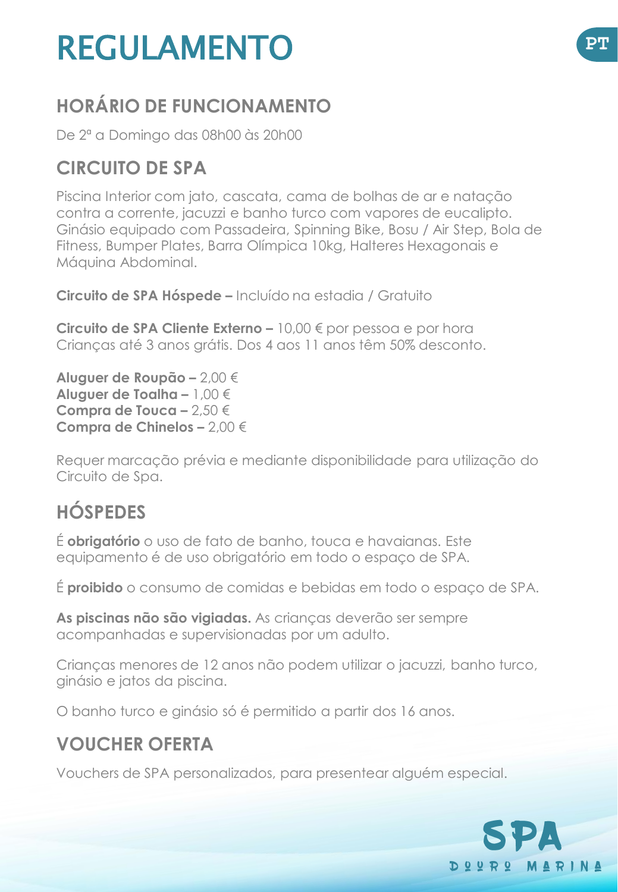# REGULAMENTO

## HORÁRIO DE FUNCIONAMENTO

De 2ª a Domingo das 08h00 às 20h00

## CIRCUITO DE SPA

Piscina Interior com jato, cascata, cama de bolhas de ar e natação contra a corrente, jacuzzi e banho turco com vapores de eucalipto. Ginásio equipado com Passadeira, Spinning Bike, Bosu / Air Step, Bola de Fitness, Bumper Plates, Barra Olímpica 10kg, Halteres Hexagonais e Máquina Abdominal.

**Circuito de SPA Hóspede –** Incluído na estadia / Gratuito

**Circuito de SPA Cliente Externo –** 10,00 € por pessoa e por hora
Crianças até 3 anos grátis. Dos 4 aos 11 anos têm 50% desconto.

**Aluguer de Roupão –** 2,00 €
**Aluguer de Toalha –** 1,00 €
**Compra de Touca –** 2,50 €
**Compra de Chinelos –** 2,00 €

Requer marcação prévia e mediante disponibilidade para utilização do Circuito de Spa.

## HÓSPEDES

É **obrigatório** o uso de fato de banho, touca e havaianas. Este equipamento é de uso obrigatório em todo o espaço de SPA.

É **proibido** o consumo de comidas e bebidas em todo o espaço de SPA.

**As piscinas não são vigiadas.** As crianças deverão ser sempre acompanhadas e supervisionadas por um adulto.

Crianças menores de 12 anos não podem utilizar o jacuzzi, banho turco, ginásio e jatos da piscina.

O banho turco e ginásio só é permitido a partir dos 16 anos.

## VOUCHER OFERTA

Vouchers de SPA personalizados, para presentear alguém especial.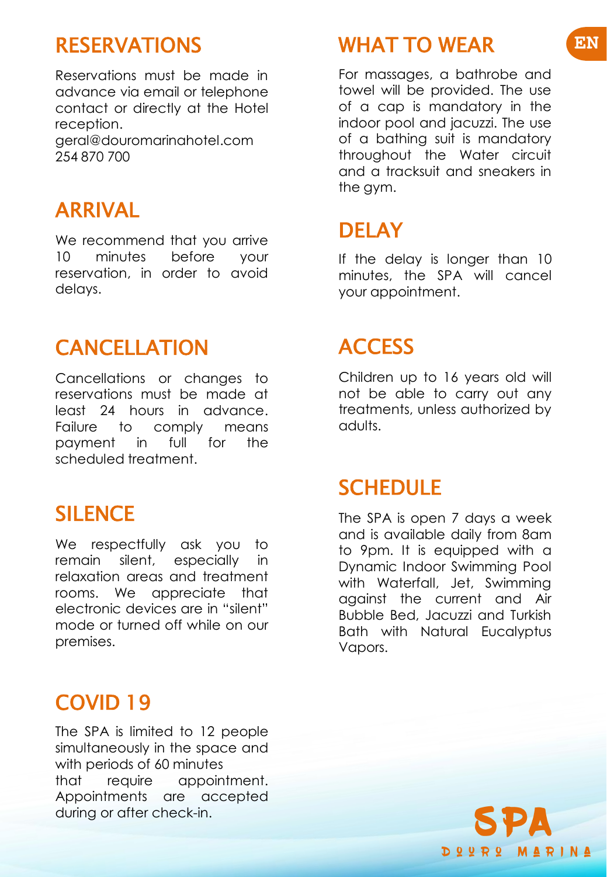## RESERVATIONS

Reservations must be made in advance via email or telephone contact or directly at the Hotel reception.
geral@douromarinahotel.com
254 870 700

## ARRIVAL

We recommend that you arrive 10 minutes before your reservation, in order to avoid delays.

## CANCELLATION

Cancellations or changes to reservations must be made at least 24 hours in advance. Failure to comply means payment in full for the scheduled treatment.

## SILENCE

We respectfully ask you to remain silent, especially in relaxation areas and treatment rooms. We appreciate that electronic devices are in "silent" mode or turned off while on our premises.

## COVID 19

The SPA is limited to 12 people simultaneously in the space and with periods of 60 minutes that require appointment. Appointments are accepted during or after check-in.

## WHAT TO WEAR

For massages, a bathrobe and towel will be provided. The use of a cap is mandatory in the indoor pool and jacuzzi. The use of a bathing suit is mandatory throughout the Water circuit and a tracksuit and sneakers in the gym.

## DELAY

If the delay is longer than 10 minutes, the SPA will cancel your appointment.

## ACCESS

Children up to 16 years old will not be able to carry out any treatments, unless authorized by adults.

## SCHEDULE

The SPA is open 7 days a week and is available daily from 8am to 9pm. It is equipped with a Dynamic Indoor Swimming Pool with Waterfall, Jet, Swimming against the current and Air Bubble Bed, Jacuzzi and Turkish Bath with Natural Eucalyptus Vapors.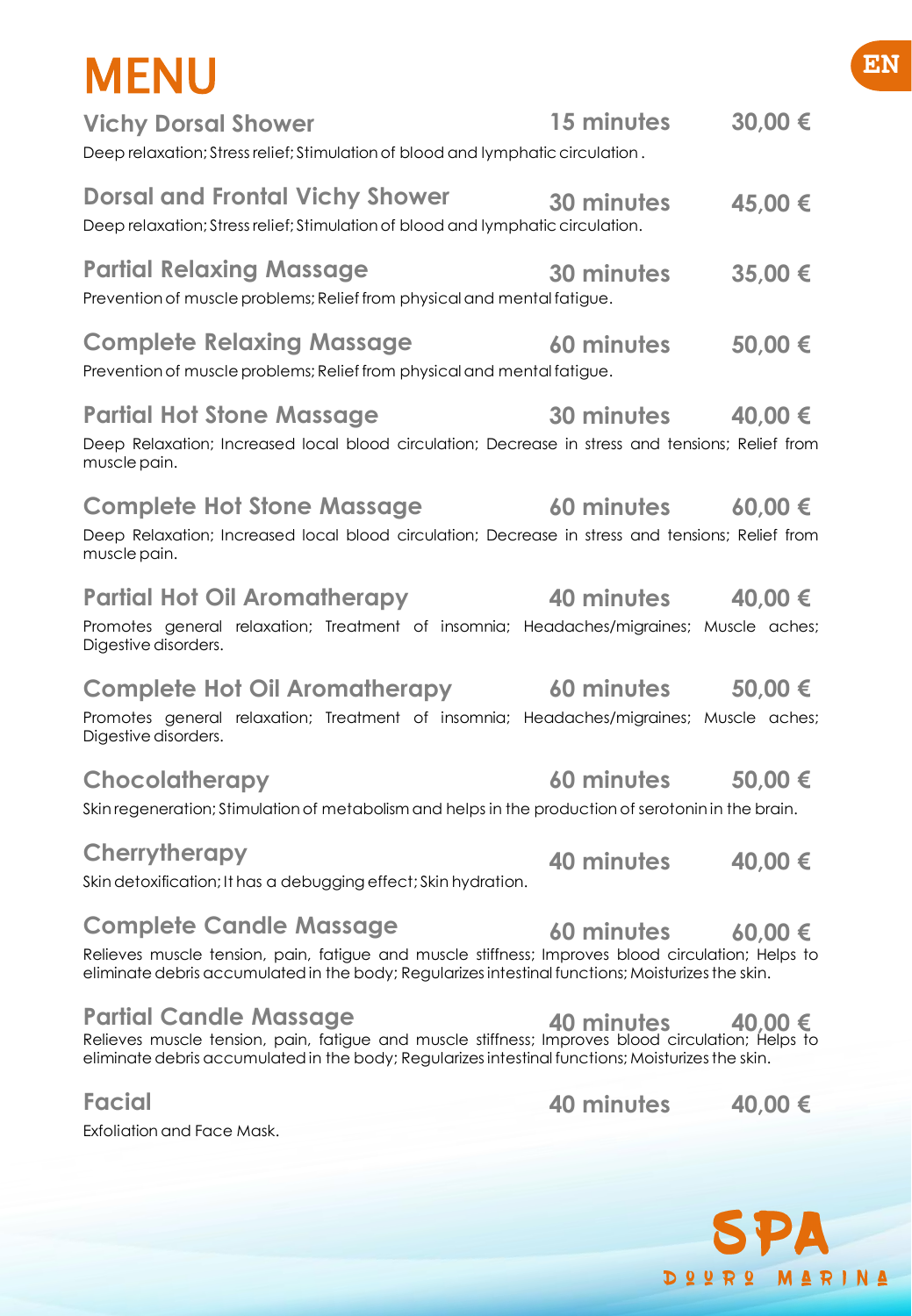# MENU

EN

## Vichy Dorsal Shower — 15 minutes — 30,00 €

Deep relaxation; Stress relief; Stimulation of blood and lymphatic circulation .

## Dorsal and Frontal Vichy Shower — 30 minutes — 45,00 €

Deep relaxation; Stress relief; Stimulation of blood and lymphatic circulation.

## Partial Relaxing Massage — 30 minutes — 35,00 €

Prevention of muscle problems; Relief from physical and mental fatigue.

## Complete Relaxing Massage — 60 minutes — 50,00 €

Prevention of muscle problems; Relief from physical and mental fatigue.

## Partial Hot Stone Massage — 30 minutes — 40,00 €

Deep Relaxation; Increased local blood circulation; Decrease in stress and tensions; Relief from muscle pain.

## Complete Hot Stone Massage — 60 minutes — 60,00 €

Deep Relaxation; Increased local blood circulation; Decrease in stress and tensions; Relief from muscle pain.

## Partial Hot Oil Aromatherapy — 40 minutes — 40,00 €

Promotes general relaxation; Treatment of insomnia; Headaches/migraines; Muscle aches; Digestive disorders.

## Complete Hot Oil Aromatherapy — 60 minutes — 50,00 €

Promotes general relaxation; Treatment of insomnia; Headaches/migraines; Muscle aches; Digestive disorders.

## Chocolatherapy — 60 minutes — 50,00 €

Skin regeneration; Stimulation of metabolism and helps in the production of serotonin in the brain.

## Cherrytherapy — 40 minutes — 40,00 €

Skin detoxification; It has a debugging effect; Skin hydration.

## Complete Candle Massage — 60 minutes — 60,00 €

Relieves muscle tension, pain, fatigue and muscle stiffness; Improves blood circulation; Helps to eliminate debris accumulated in the body; Regularizes intestinal functions; Moisturizes the skin.

## Partial Candle Massage — 40 minutes — 40,00 €

Relieves muscle tension, pain, fatigue and muscle stiffness; Improves blood circulation; Helps to eliminate debris accumulated in the body; Regularizes intestinal functions; Moisturizes the skin.

## Facial — 40 minutes — 40,00 €

Exfoliation and Face Mask.

SPA DOURO MARINA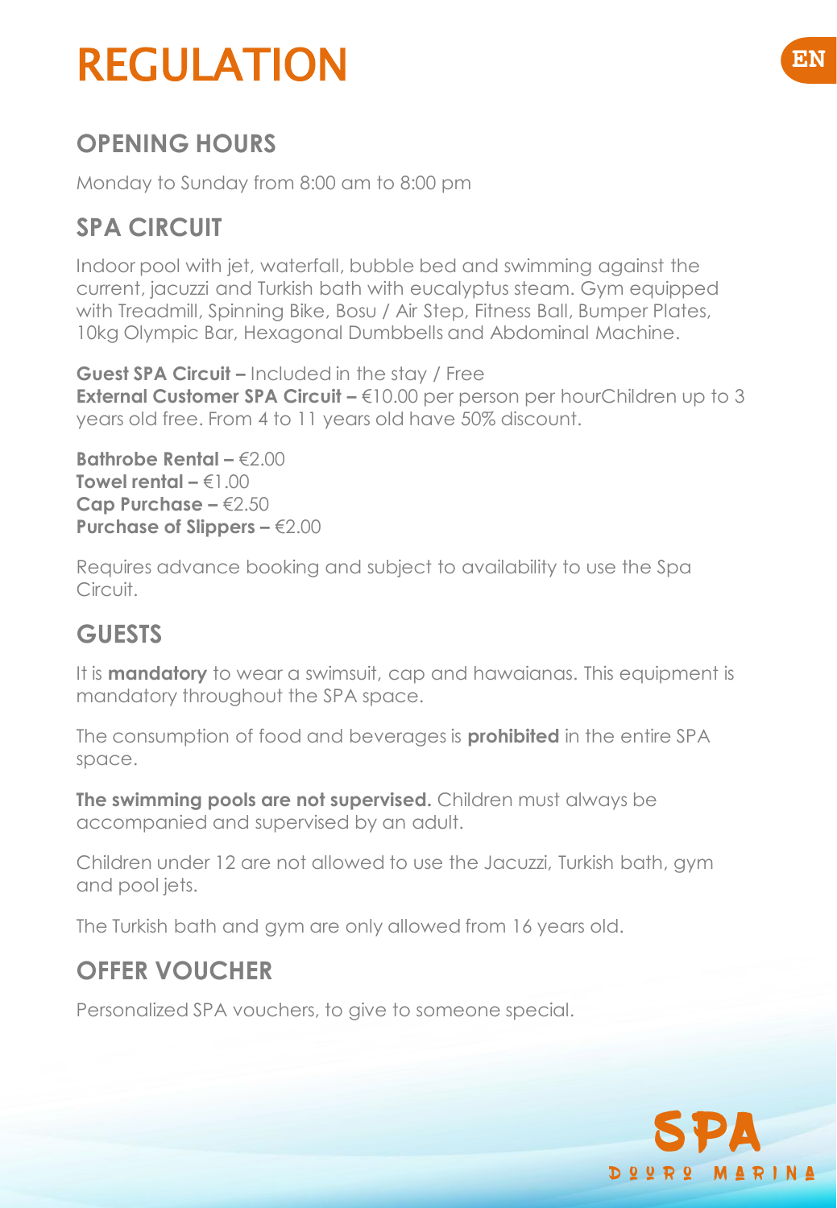# REGULATION

## OPENING HOURS

Monday to Sunday from 8:00 am to 8:00 pm

## SPA CIRCUIT

Indoor pool with jet, waterfall, bubble bed and swimming against the current, jacuzzi and Turkish bath with eucalyptus steam. Gym equipped with Treadmill, Spinning Bike, Bosu / Air Step, Fitness Ball, Bumper Plates, 10kg Olympic Bar, Hexagonal Dumbbells and Abdominal Machine.

**Guest SPA Circuit –** Included in the stay / Free
**External Customer SPA Circuit –** €10.00 per person per hourChildren up to 3 years old free. From 4 to 11 years old have 50% discount.

**Bathrobe Rental –** €2.00
**Towel rental –** €1.00
**Cap Purchase –** €2.50
**Purchase of Slippers –** €2.00

Requires advance booking and subject to availability to use the Spa Circuit.

## GUESTS

It is **mandatory** to wear a swimsuit, cap and hawaianas. This equipment is mandatory throughout the SPA space.

The consumption of food and beverages is **prohibited** in the entire SPA space.

**The swimming pools are not supervised.** Children must always be accompanied and supervised by an adult.

Children under 12 are not allowed to use the Jacuzzi, Turkish bath, gym and pool jets.

The Turkish bath and gym are only allowed from 16 years old.

## OFFER VOUCHER

Personalized SPA vouchers, to give to someone special.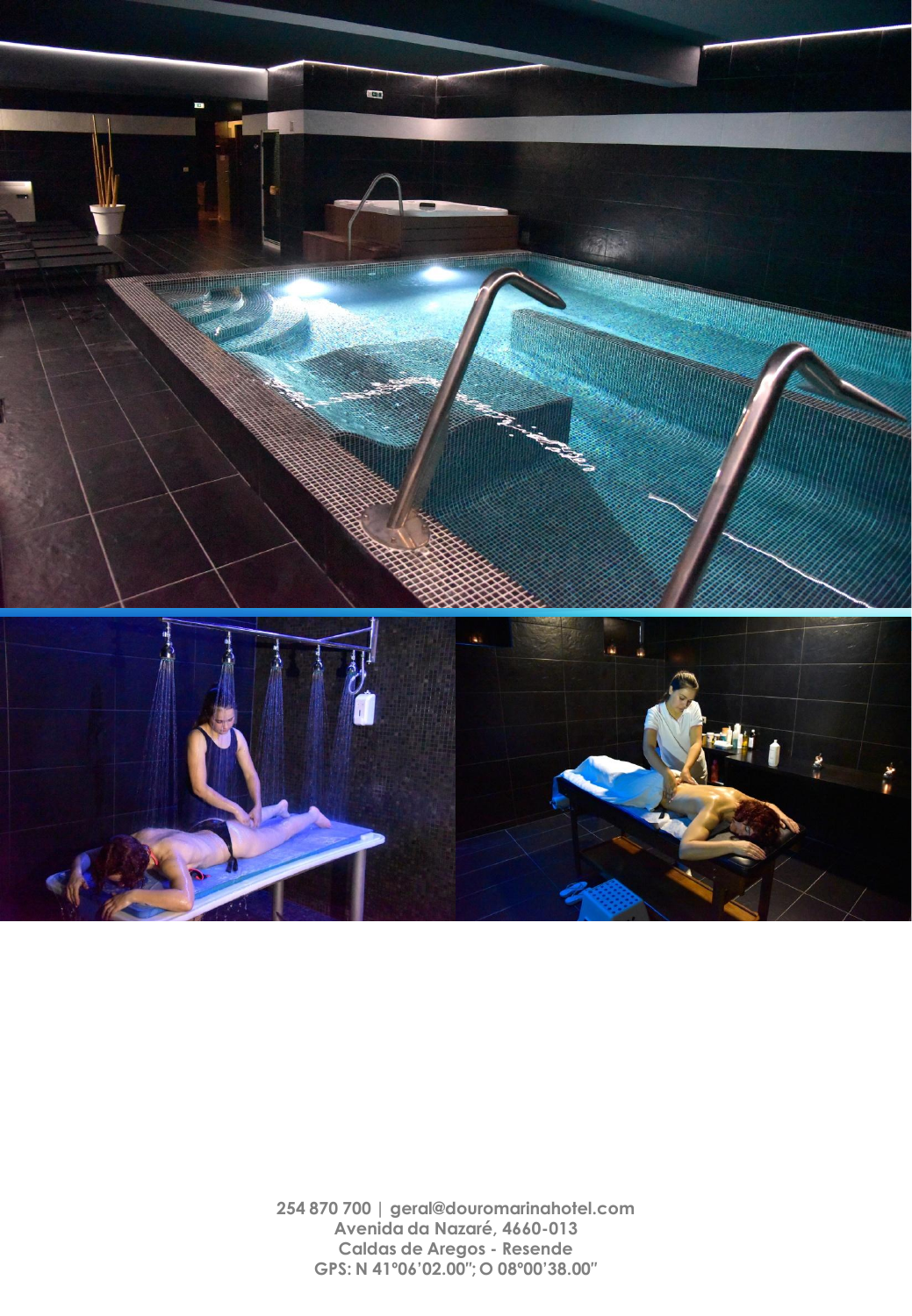**254 870 700 | geral@douromarinahotel.com**
**Avenida da Nazaré, 4660-013**
**Caldas de Aregos - Resende**
**GPS: N 41º06'02.00"; O 08º00'38.00"**